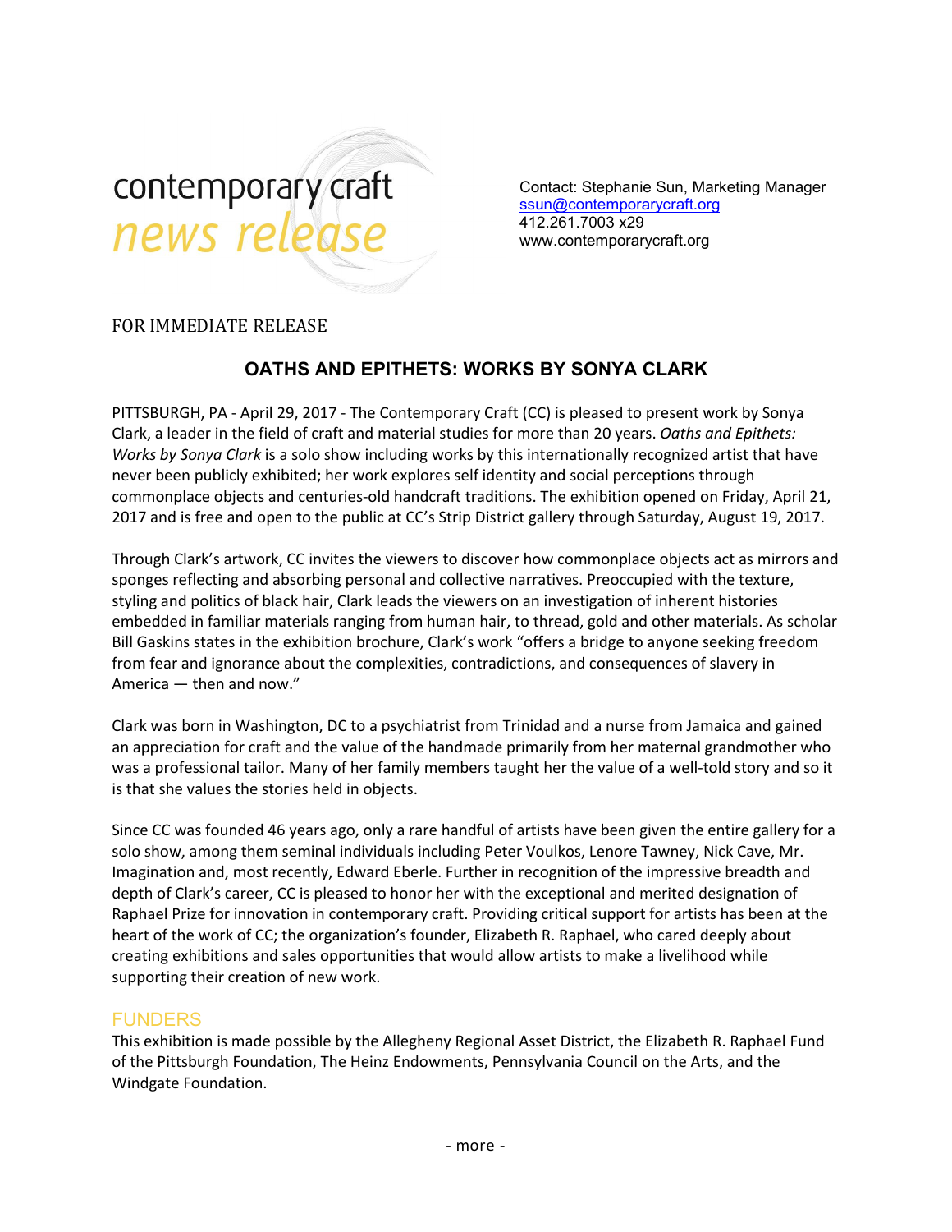contemporary craft
*news release*

Contact: Stephanie Sun, Marketing Manager
ssun@contemporarycraft.org
412.261.7003 x29
www.contemporarycraft.org

FOR IMMEDIATE RELEASE

## OATHS AND EPITHETS: WORKS BY SONYA CLARK

PITTSBURGH, PA - April 29, 2017 - The Contemporary Craft (CC) is pleased to present work by Sonya Clark, a leader in the field of craft and material studies for more than 20 years. *Oaths and Epithets: Works by Sonya Clark* is a solo show including works by this internationally recognized artist that have never been publicly exhibited; her work explores self identity and social perceptions through commonplace objects and centuries-old handcraft traditions. The exhibition opened on Friday, April 21, 2017 and is free and open to the public at CC's Strip District gallery through Saturday, August 19, 2017.

Through Clark's artwork, CC invites the viewers to discover how commonplace objects act as mirrors and sponges reflecting and absorbing personal and collective narratives. Preoccupied with the texture, styling and politics of black hair, Clark leads the viewers on an investigation of inherent histories embedded in familiar materials ranging from human hair, to thread, gold and other materials. As scholar Bill Gaskins states in the exhibition brochure, Clark's work "offers a bridge to anyone seeking freedom from fear and ignorance about the complexities, contradictions, and consequences of slavery in America — then and now."

Clark was born in Washington, DC to a psychiatrist from Trinidad and a nurse from Jamaica and gained an appreciation for craft and the value of the handmade primarily from her maternal grandmother who was a professional tailor. Many of her family members taught her the value of a well-told story and so it is that she values the stories held in objects.

Since CC was founded 46 years ago, only a rare handful of artists have been given the entire gallery for a solo show, among them seminal individuals including Peter Voulkos, Lenore Tawney, Nick Cave, Mr. Imagination and, most recently, Edward Eberle. Further in recognition of the impressive breadth and depth of Clark's career, CC is pleased to honor her with the exceptional and merited designation of Raphael Prize for innovation in contemporary craft. Providing critical support for artists has been at the heart of the work of CC; the organization's founder, Elizabeth R. Raphael, who cared deeply about creating exhibitions and sales opportunities that would allow artists to make a livelihood while supporting their creation of new work.

### FUNDERS

This exhibition is made possible by the Allegheny Regional Asset District, the Elizabeth R. Raphael Fund of the Pittsburgh Foundation, The Heinz Endowments, Pennsylvania Council on the Arts, and the Windgate Foundation.

- more -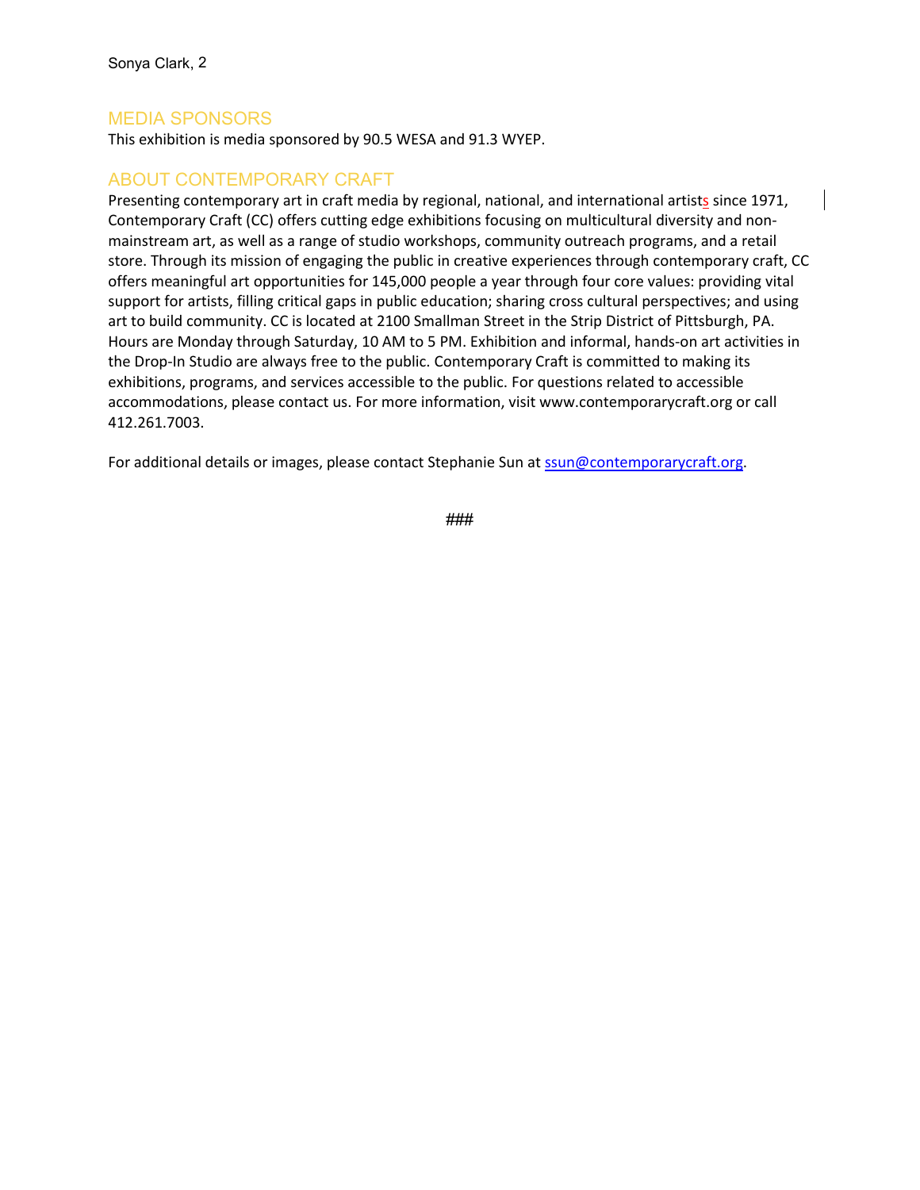## MEDIA SPONSORS

This exhibition is media sponsored by 90.5 WESA and 91.3 WYEP.

## ABOUT CONTEMPORARY CRAFT

Presenting contemporary art in craft media by regional, national, and international artists since 1971, Contemporary Craft (CC) offers cutting edge exhibitions focusing on multicultural diversity and non-mainstream art, as well as a range of studio workshops, community outreach programs, and a retail store. Through its mission of engaging the public in creative experiences through contemporary craft, CC offers meaningful art opportunities for 145,000 people a year through four core values: providing vital support for artists, filling critical gaps in public education; sharing cross cultural perspectives; and using art to build community. CC is located at 2100 Smallman Street in the Strip District of Pittsburgh, PA. Hours are Monday through Saturday, 10 AM to 5 PM. Exhibition and informal, hands-on art activities in the Drop-In Studio are always free to the public. Contemporary Craft is committed to making its exhibitions, programs, and services accessible to the public. For questions related to accessible accommodations, please contact us. For more information, visit www.contemporarycraft.org or call 412.261.7003.

For additional details or images, please contact Stephanie Sun at ssun@contemporarycraft.org.

###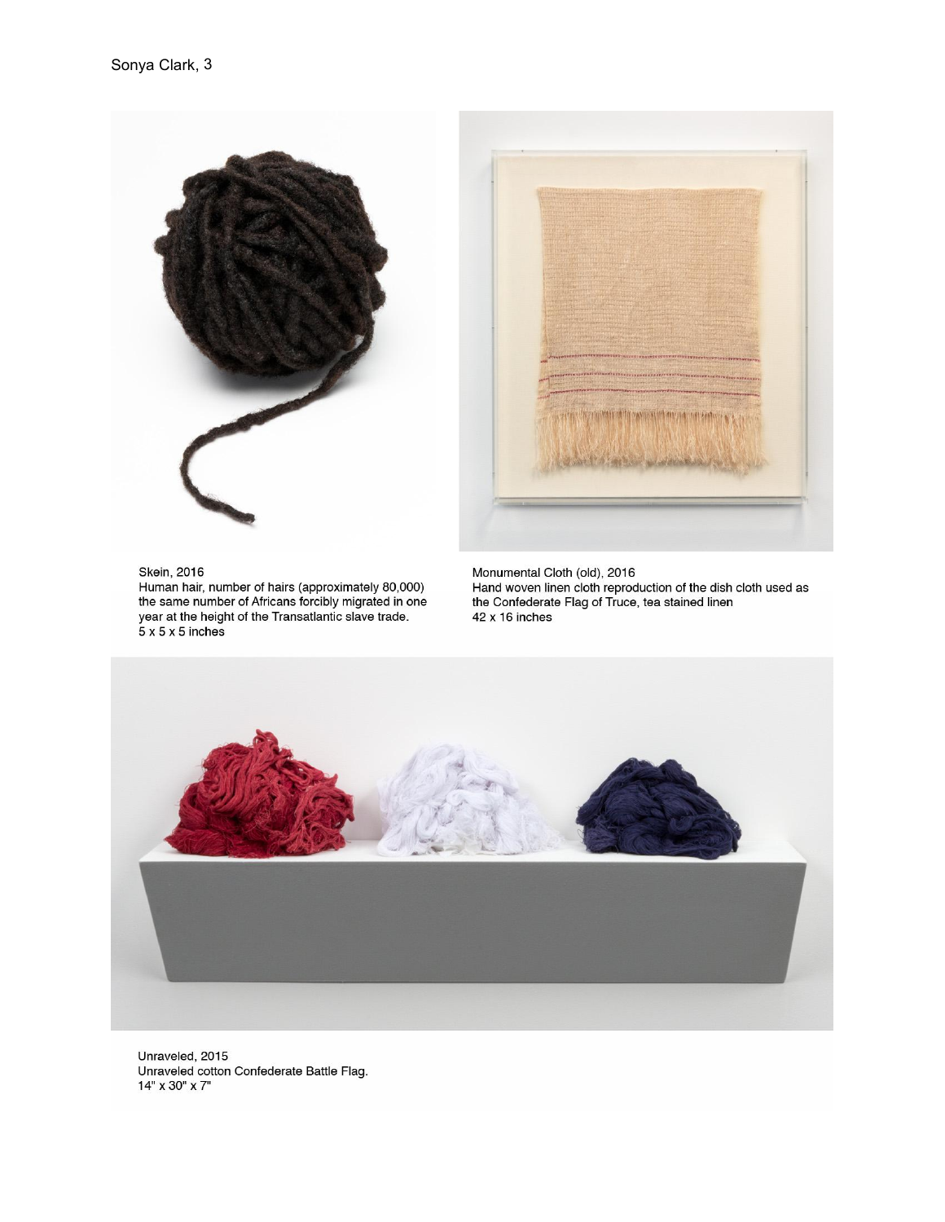Skein, 2016
Human hair, number of hairs (approximately 80,000) the same number of Africans forcibly migrated in one year at the height of the Transatlantic slave trade.
5 x 5 x 5 inches

Monumental Cloth (old), 2016
Hand woven linen cloth reproduction of the dish cloth used as the Confederate Flag of Truce, tea stained linen
42 x 16 inches

Unraveled, 2015
Unraveled cotton Confederate Battle Flag.
14" x 30" x 7"